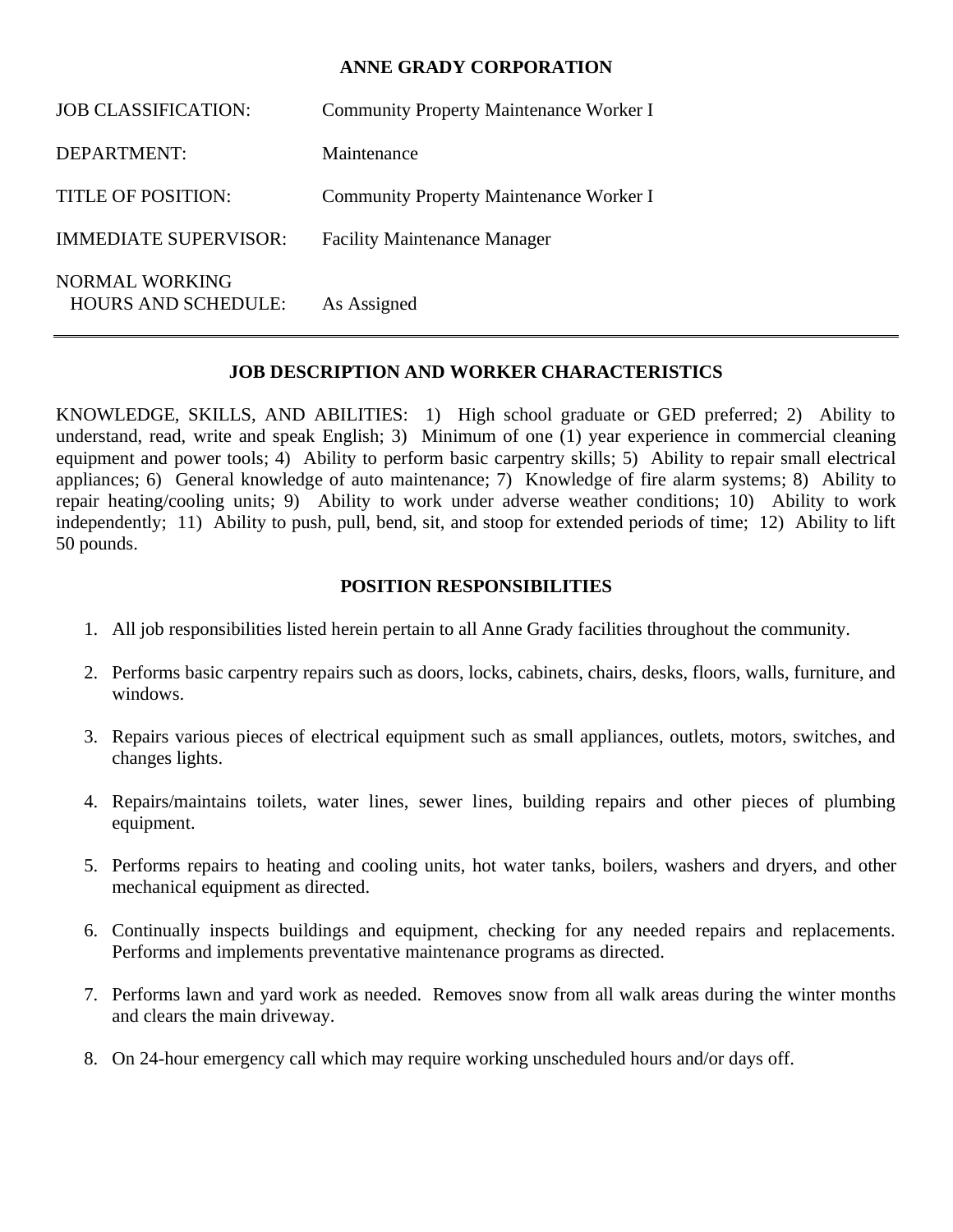# ANNE GRADY CORPORATION

| | |
|---|---|
| JOB CLASSIFICATION: | Community Property Maintenance Worker I |
| DEPARTMENT: | Maintenance |
| TITLE OF POSITION: | Community Property Maintenance Worker I |
| IMMEDIATE SUPERVISOR: | Facility Maintenance Manager |
| NORMAL WORKING HOURS AND SCHEDULE: | As Assigned |

---

## JOB DESCRIPTION AND WORKER CHARACTERISTICS

KNOWLEDGE, SKILLS, AND ABILITIES: 1) High school graduate or GED preferred; 2) Ability to understand, read, write and speak English; 3) Minimum of one (1) year experience in commercial cleaning equipment and power tools; 4) Ability to perform basic carpentry skills; 5) Ability to repair small electrical appliances; 6) General knowledge of auto maintenance; 7) Knowledge of fire alarm systems; 8) Ability to repair heating/cooling units; 9) Ability to work under adverse weather conditions; 10) Ability to work independently; 11) Ability to push, pull, bend, sit, and stoop for extended periods of time; 12) Ability to lift 50 pounds.

## POSITION RESPONSIBILITIES

1. All job responsibilities listed herein pertain to all Anne Grady facilities throughout the community.
2. Performs basic carpentry repairs such as doors, locks, cabinets, chairs, desks, floors, walls, furniture, and windows.
3. Repairs various pieces of electrical equipment such as small appliances, outlets, motors, switches, and changes lights.
4. Repairs/maintains toilets, water lines, sewer lines, building repairs and other pieces of plumbing equipment.
5. Performs repairs to heating and cooling units, hot water tanks, boilers, washers and dryers, and other mechanical equipment as directed.
6. Continually inspects buildings and equipment, checking for any needed repairs and replacements. Performs and implements preventative maintenance programs as directed.
7. Performs lawn and yard work as needed. Removes snow from all walk areas during the winter months and clears the main driveway.
8. On 24-hour emergency call which may require working unscheduled hours and/or days off.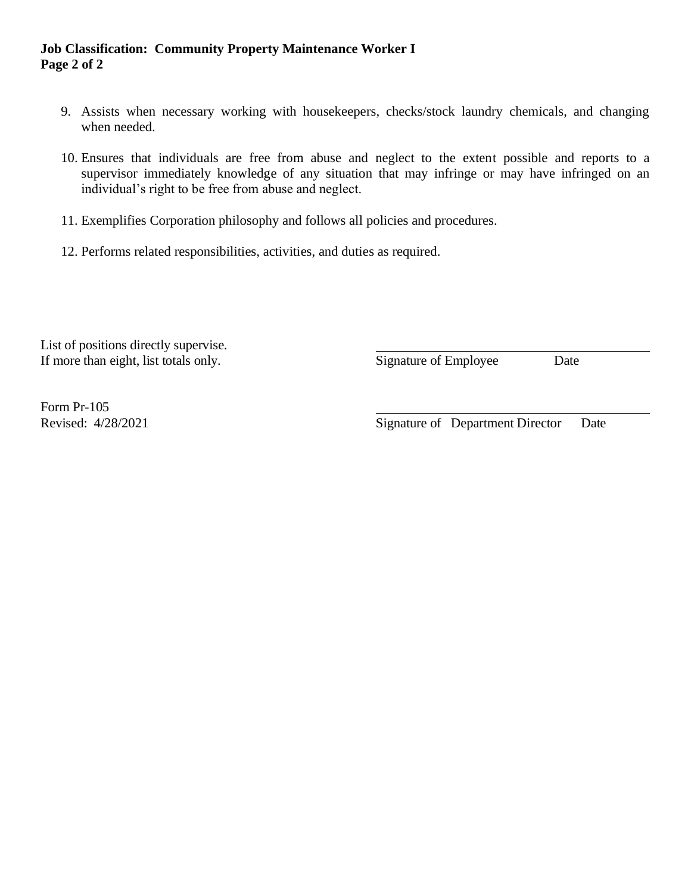9. Assists when necessary working with housekeepers, checks/stock laundry chemicals, and changing when needed.

10. Ensures that individuals are free from abuse and neglect to the extent possible and reports to a supervisor immediately knowledge of any situation that may infringe or may have infringed on an individual's right to be free from abuse and neglect.

11. Exemplifies Corporation philosophy and follows all policies and procedures.

12. Performs related responsibilities, activities, and duties as required.

List of positions directly supervise.
If more than eight, list totals only.

Signature of Employee Date

Form Pr-105
Revised: 4/28/2021

Signature of Department Director Date